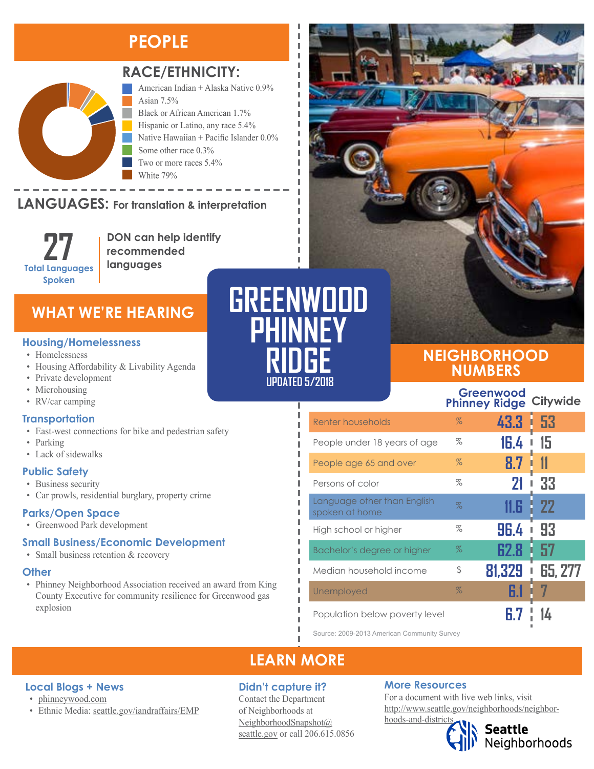# GREENWOOD PHINNEY RIDGE

UPDATED 5/2018

## PEOPLE

### RACE/ETHNICITY:

- American Indian + Alaska Native 0.9%
- Asian 7.5%
- Black or African American 1.7%
- Hispanic or Latino, any race 5.4%
- Native Hawaiian + Pacific Islander 0.0%
- Some other race 0.3%
- Two or more races 5.4%
- White 79%

### LANGUAGES: For translation & interpretation

**27** Total Languages Spoken

**DON can help identify recommended languages**

## WHAT WE'RE HEARING

### Housing/Homelessness

- Homelessness
- Housing Affordability & Livability Agenda
- Private development
- Microhousing
- RV/car camping

### Transportation

- East-west connections for bike and pedestrian safety
- Parking
- Lack of sidewalks

### Public Safety

- Business security
- Car prowls, residential burglary, property crime

### Parks/Open Space

- Greenwood Park development

### Small Business/Economic Development

- Small business retention & recovery

### Other

- Phinney Neighborhood Association received an award from King County Executive for community resilience for Greenwood gas explosion

## NEIGHBORHOOD NUMBERS

| | | Greenwood Phinney Ridge | Citywide |
|---|---|---|---|
| Renter households | % | 43.3 | 53 |
| People under 18 years of age | % | 16.4 | 15 |
| People age 65 and over | % | 8.7 | 11 |
| Persons of color | % | 21 | 33 |
| Language other than English spoken at home | % | 11.6 | 22 |
| High school or higher | % | 96.4 | 93 |
| Bachelor's degree or higher | % | 62.8 | 57 |
| Median household income | $ | 81,329 | 65, 277 |
| Unemployed | % | 6.1 | 7 |
| Population below poverty level | | 6.7 | 14 |

Source: 2009-2013 American Community Survey

## LEARN MORE

### Local Blogs + News

- phinneywood.com
- Ethnic Media: seattle.gov/iandraffairs/EMP

### Didn't capture it?

Contact the Department of Neighborhoods at NeighborhoodSnapshot@seattle.gov or call 206.615.0856

### More Resources

For a document with live web links, visit http://www.seattle.gov/neighborhoods/neighborhoods-and-districts

Seattle Neighborhoods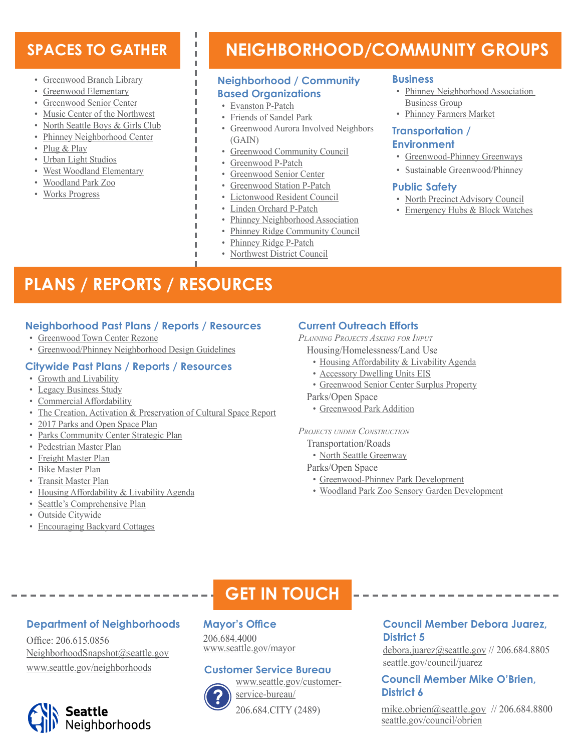## SPACES TO GATHER

- Greenwood Branch Library
- Greenwood Elementary
- Greenwood Senior Center
- Music Center of the Northwest
- North Seattle Boys & Girls Club
- Phinney Neighborhood Center
- Plug & Play
- Urban Light Studios
- West Woodland Elementary
- Woodland Park Zoo
- Works Progress

## NEIGHBORHOOD/COMMUNITY GROUPS

### Neighborhood / Community Based Organizations

- Evanston P-Patch
- Friends of Sandel Park
- Greenwood Aurora Involved Neighbors (GAIN)
- Greenwood Community Council
- Greenwood P-Patch
- Greenwood Senior Center
- Greenwood Station P-Patch
- Lictonwood Resident Council
- Linden Orchard P-Patch
- Phinney Neighborhood Association
- Phinney Ridge Community Council
- Phinney Ridge P-Patch
- Northwest District Council

### Business

- Phinney Neighborhood Association Business Group
- Phinney Farmers Market

### Transportation / Environment

- Greenwood-Phinney Greenways
- Sustainable Greenwood/Phinney

### Public Safety

- North Precinct Advisory Council
- Emergency Hubs & Block Watches

## PLANS / REPORTS / RESOURCES

### Neighborhood Past Plans / Reports / Resources

- Greenwood Town Center Rezone
- Greenwood/Phinney Neighborhood Design Guidelines

### Citywide Past Plans / Reports / Resources

- Growth and Livability
- Legacy Business Study
- Commercial Affordability
- The Creation, Activation & Preservation of Cultural Space Report
- 2017 Parks and Open Space Plan
- Parks Community Center Strategic Plan
- Pedestrian Master Plan
- Freight Master Plan
- Bike Master Plan
- Transit Master Plan
- Housing Affordability & Livability Agenda
- Seattle's Comprehensive Plan
- Outside Citywide
- Encouraging Backyard Cottages

### Current Outreach Efforts

*Planning Projects Asking for Input*

Housing/Homelessness/Land Use

- Housing Affordability & Livability Agenda
- Accessory Dwelling Units EIS
- Greenwood Senior Center Surplus Property

Parks/Open Space

- Greenwood Park Addition

*Projects under Construction*

Transportation/Roads

- North Seattle Greenway

Parks/Open Space

- Greenwood-Phinney Park Development
- Woodland Park Zoo Sensory Garden Development

## GET IN TOUCH

### Department of Neighborhoods

Office: 206.615.0856
NeighborhoodSnapshot@seattle.gov
www.seattle.gov/neighborhoods

Seattle Neighborhoods

### Mayor's Office

206.684.4000
www.seattle.gov/mayor

### Customer Service Bureau

www.seattle.gov/customer-service-bureau/
206.684.CITY (2489)

### Council Member Debora Juarez, District 5

debora.juarez@seattle.gov // 206.684.8805
seattle.gov/council/juarez

### Council Member Mike O'Brien, District 6

mike.obrien@seattle.gov // 206.684.8800
seattle.gov/council/obrien